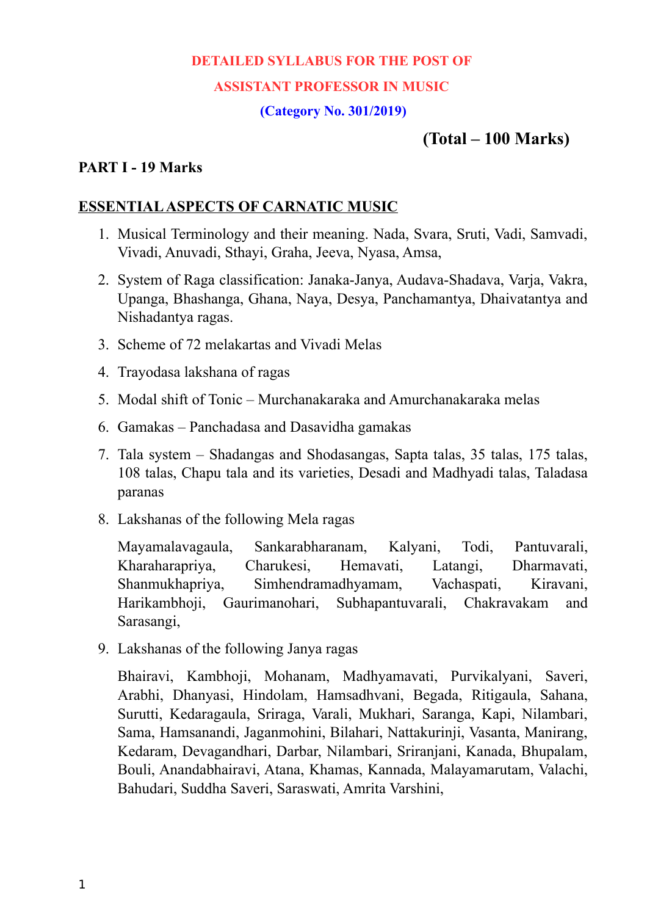# DETAILED SYLLABUS FOR THE POST OF

# ASSISTANT PROFESSOR IN MUSIC

**(Category No. 301/2019)**

**(Total – 100 Marks)**

**PART I - 19 Marks**

## ESSENTIAL ASPECTS OF CARNATIC MUSIC

1. Musical Terminology and their meaning. Nada, Svara, Sruti, Vadi, Samvadi, Vivadi, Anuvadi, Sthayi, Graha, Jeeva, Nyasa, Amsa,
2. System of Raga classification: Janaka-Janya, Audava-Shadava, Varja, Vakra, Upanga, Bhashanga, Ghana, Naya, Desya, Panchamantya, Dhaivatantya and Nishadantya ragas.
3. Scheme of 72 melakartas and Vivadi Melas
4. Trayodasa lakshana of ragas
5. Modal shift of Tonic – Murchanakaraka and Amurchanakaraka melas
6. Gamakas – Panchadasa and Dasavidha gamakas
7. Tala system – Shadangas and Shodasangas, Sapta talas, 35 talas, 175 talas, 108 talas, Chapu tala and its varieties, Desadi and Madhyadi talas, Taladasa paranas
8. Lakshanas of the following Mela ragas

   Mayamalavagaula, Sankarabharanam, Kalyani, Todi, Pantuvarali, Kharaharapriya, Charukesi, Hemavati, Latangi, Dharmavati, Shanmukhapriya, Simhendramadhyamam, Vachaspati, Kiravani, Harikambhoji, Gaurimanohari, Subhapantuvarali, Chakravakam and Sarasangi,
9. Lakshanas of the following Janya ragas

   Bhairavi, Kambhoji, Mohanam, Madhyamavati, Purvikalyani, Saveri, Arabhi, Dhanyasi, Hindolam, Hamsadhvani, Begada, Ritigaula, Sahana, Surutti, Kedaragaula, Sriraga, Varali, Mukhari, Saranga, Kapi, Nilambari, Sama, Hamsanandi, Jaganmohini, Bilahari, Nattakurinji, Vasanta, Manirang, Kedaram, Devagandhari, Darbar, Nilambari, Sriranjani, Kanada, Bhupalam, Bouli, Anandabhairavi, Atana, Khamas, Kannada, Malayamarutam, Valachi, Bahudari, Suddha Saveri, Saraswati, Amrita Varshini,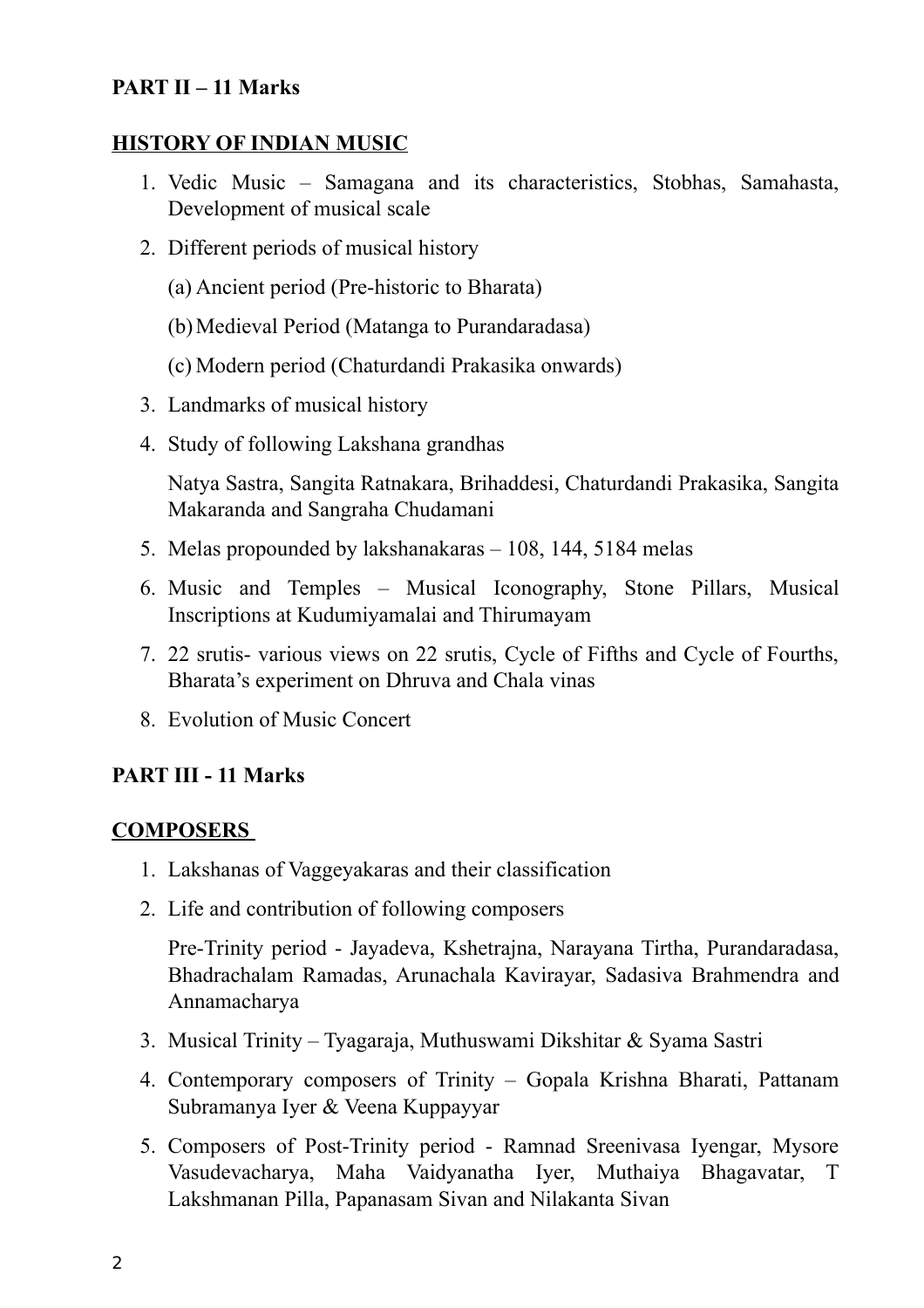**PART II – 11 Marks**

**HISTORY OF INDIAN MUSIC**

1. Vedic Music – Samagana and its characteristics, Stobhas, Samahasta, Development of musical scale
2. Different periods of musical history

   (a) Ancient period (Pre-historic to Bharata)

   (b) Medieval Period (Matanga to Purandaradasa)

   (c) Modern period (Chaturdandi Prakasika onwards)
3. Landmarks of musical history
4. Study of following Lakshana grandhas

   Natya Sastra, Sangita Ratnakara, Brihaddesi, Chaturdandi Prakasika, Sangita Makaranda and Sangraha Chudamani
5. Melas propounded by lakshanakaras – 108, 144, 5184 melas
6. Music and Temples – Musical Iconography, Stone Pillars, Musical Inscriptions at Kudumiyamalai and Thirumayam
7. 22 srutis- various views on 22 srutis, Cycle of Fifths and Cycle of Fourths, Bharata's experiment on Dhruva and Chala vinas
8. Evolution of Music Concert

**PART III - 11 Marks**

**COMPOSERS**

1. Lakshanas of Vaggeyakaras and their classification
2. Life and contribution of following composers

   Pre-Trinity period - Jayadeva, Kshetrajna, Narayana Tirtha, Purandaradasa, Bhadrachalam Ramadas, Arunachala Kavirayar, Sadasiva Brahmendra and Annamacharya
3. Musical Trinity – Tyagaraja, Muthuswami Dikshitar & Syama Sastri
4. Contemporary composers of Trinity – Gopala Krishna Bharati, Pattanam Subramanya Iyer & Veena Kuppayyar
5. Composers of Post-Trinity period - Ramnad Sreenivasa Iyengar, Mysore Vasudevacharya, Maha Vaidyanatha Iyer, Muthaiya Bhagavatar, T Lakshmanan Pilla, Papanasam Sivan and Nilakanta Sivan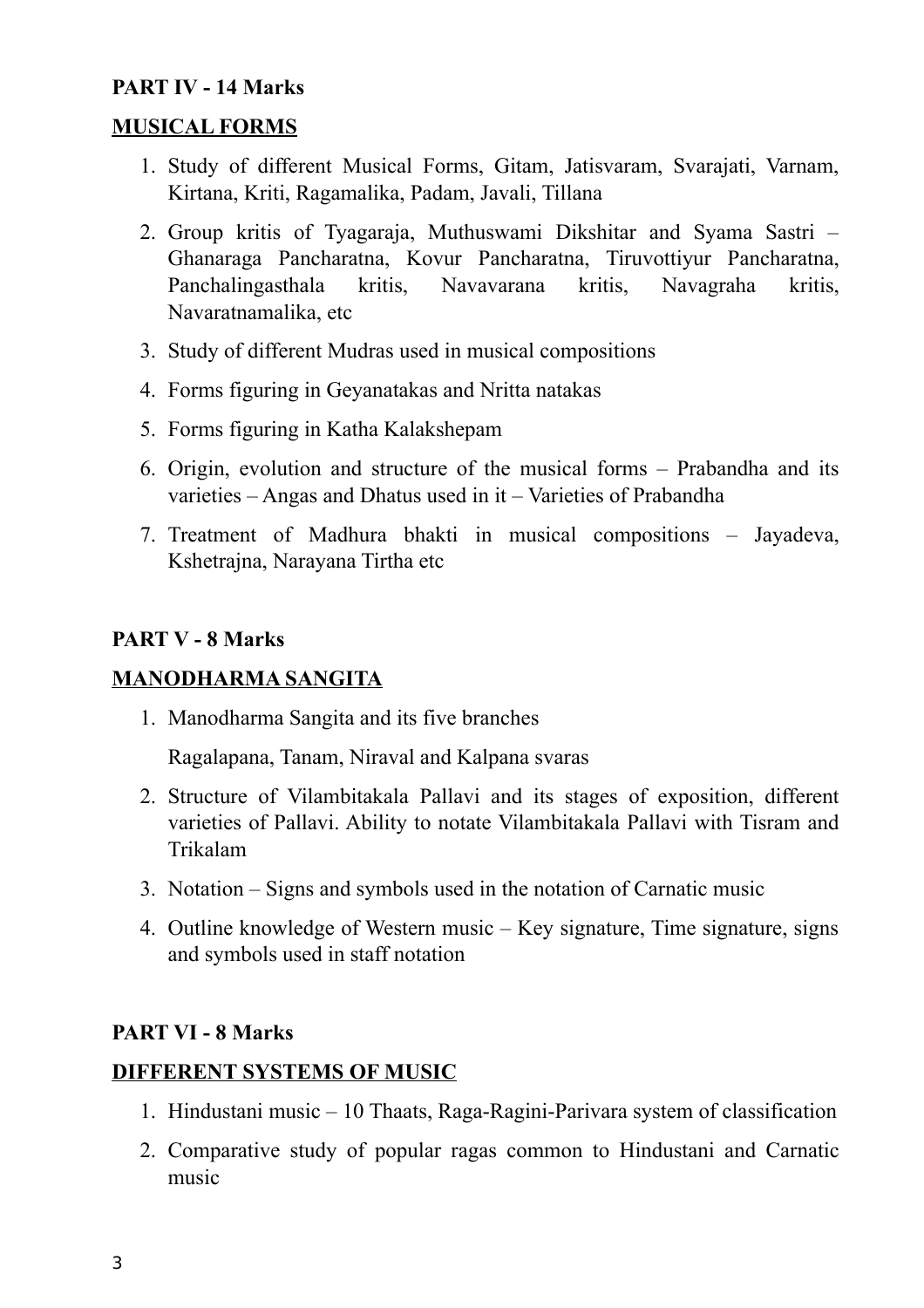**PART IV - 14 Marks**

**MUSICAL FORMS**

1. Study of different Musical Forms, Gitam, Jatisvaram, Svarajati, Varnam, Kirtana, Kriti, Ragamalika, Padam, Javali, Tillana
2. Group kritis of Tyagaraja, Muthuswami Dikshitar and Syama Sastri – Ghanaraga Pancharatna, Kovur Pancharatna, Tiruvottiyur Pancharatna, Panchalingasthala kritis, Navavarana kritis, Navagraha kritis, Navaratnamalika, etc
3. Study of different Mudras used in musical compositions
4. Forms figuring in Geyanatakas and Nritta natakas
5. Forms figuring in Katha Kalakshepam
6. Origin, evolution and structure of the musical forms – Prabandha and its varieties – Angas and Dhatus used in it – Varieties of Prabandha
7. Treatment of Madhura bhakti in musical compositions – Jayadeva, Kshetrajna, Narayana Tirtha etc

**PART V - 8 Marks**

**MANODHARMA SANGITA**

1. Manodharma Sangita and its five branches

   Ragalapana, Tanam, Niraval and Kalpana svaras
2. Structure of Vilambitakala Pallavi and its stages of exposition, different varieties of Pallavi. Ability to notate Vilambitakala Pallavi with Tisram and Trikalam
3. Notation – Signs and symbols used in the notation of Carnatic music
4. Outline knowledge of Western music – Key signature, Time signature, signs and symbols used in staff notation

**PART VI - 8 Marks**

**DIFFERENT SYSTEMS OF MUSIC**

1. Hindustani music – 10 Thaats, Raga-Ragini-Parivara system of classification
2. Comparative study of popular ragas common to Hindustani and Carnatic music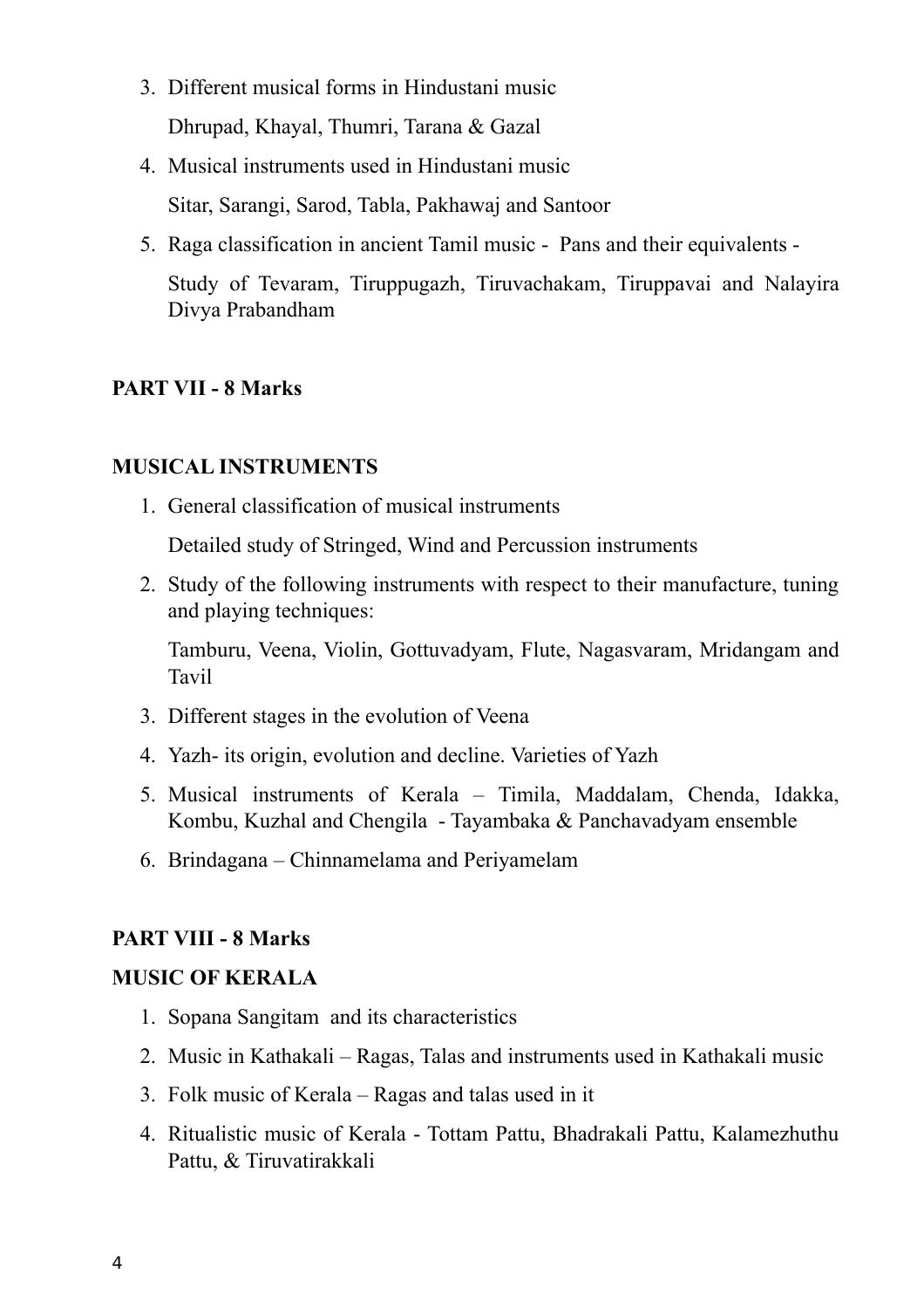3. Different musical forms in Hindustani music

   Dhrupad, Khayal, Thumri, Tarana & Gazal

4. Musical instruments used in Hindustani music

   Sitar, Sarangi, Sarod, Tabla, Pakhawaj and Santoor

5. Raga classification in ancient Tamil music - Pans and their equivalents -

   Study of Tevaram, Tiruppugazh, Tiruvachakam, Tiruppavai and Nalayira Divya Prabandham

**PART VII - 8 Marks**

**MUSICAL INSTRUMENTS**

1. General classification of musical instruments

   Detailed study of Stringed, Wind and Percussion instruments

2. Study of the following instruments with respect to their manufacture, tuning and playing techniques:

   Tamburu, Veena, Violin, Gottuvadyam, Flute, Nagasvaram, Mridangam and Tavil

3. Different stages in the evolution of Veena
4. Yazh- its origin, evolution and decline. Varieties of Yazh
5. Musical instruments of Kerala – Timila, Maddalam, Chenda, Idakka, Kombu, Kuzhal and Chengila - Tayambaka & Panchavadyam ensemble
6. Brindagana – Chinnamelama and Periyamelam

**PART VIII - 8 Marks**

**MUSIC OF KERALA**

1. Sopana Sangitam and its characteristics
2. Music in Kathakali – Ragas, Talas and instruments used in Kathakali music
3. Folk music of Kerala – Ragas and talas used in it
4. Ritualistic music of Kerala - Tottam Pattu, Bhadrakali Pattu, Kalamezhuthu Pattu, & Tiruvatirakkali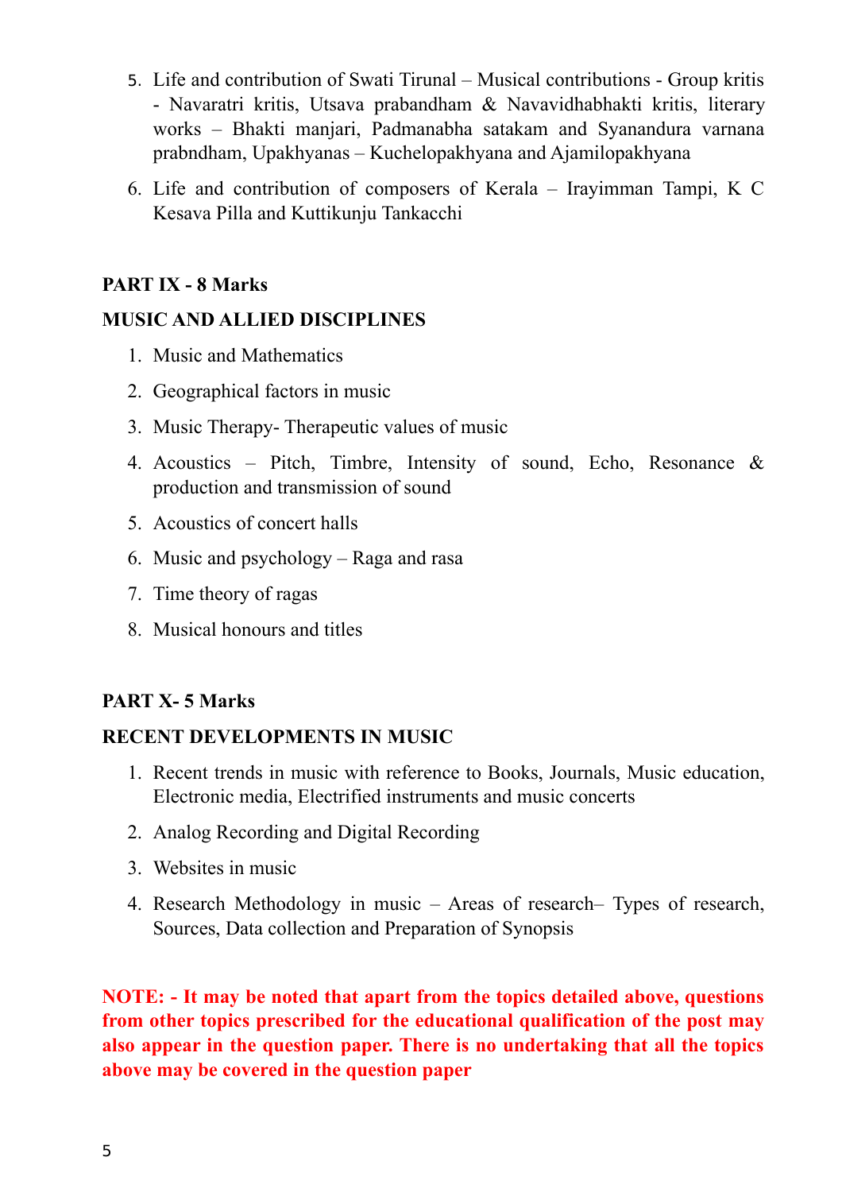5. Life and contribution of Swati Tirunal – Musical contributions - Group kritis - Navaratri kritis, Utsava prabandham & Navavidhabhakti kritis, literary works – Bhakti manjari, Padmanabha satakam and Syanandura varnana prabndham, Upakhyanas – Kuchelopakhyana and Ajamilopakhyana
6. Life and contribution of composers of Kerala – Irayimman Tampi, K C Kesava Pilla and Kuttikunju Tankacchi

**PART IX - 8 Marks**

**MUSIC AND ALLIED DISCIPLINES**

1. Music and Mathematics
2. Geographical factors in music
3. Music Therapy- Therapeutic values of music
4. Acoustics – Pitch, Timbre, Intensity of sound, Echo, Resonance & production and transmission of sound
5. Acoustics of concert halls
6. Music and psychology – Raga and rasa
7. Time theory of ragas
8. Musical honours and titles

**PART X- 5 Marks**

**RECENT DEVELOPMENTS IN MUSIC**

1. Recent trends in music with reference to Books, Journals, Music education, Electronic media, Electrified instruments and music concerts
2. Analog Recording and Digital Recording
3. Websites in music
4. Research Methodology in music – Areas of research– Types of research, Sources, Data collection and Preparation of Synopsis

**NOTE: - It may be noted that apart from the topics detailed above, questions from other topics prescribed for the educational qualification of the post may also appear in the question paper. There is no undertaking that all the topics above may be covered in the question paper**